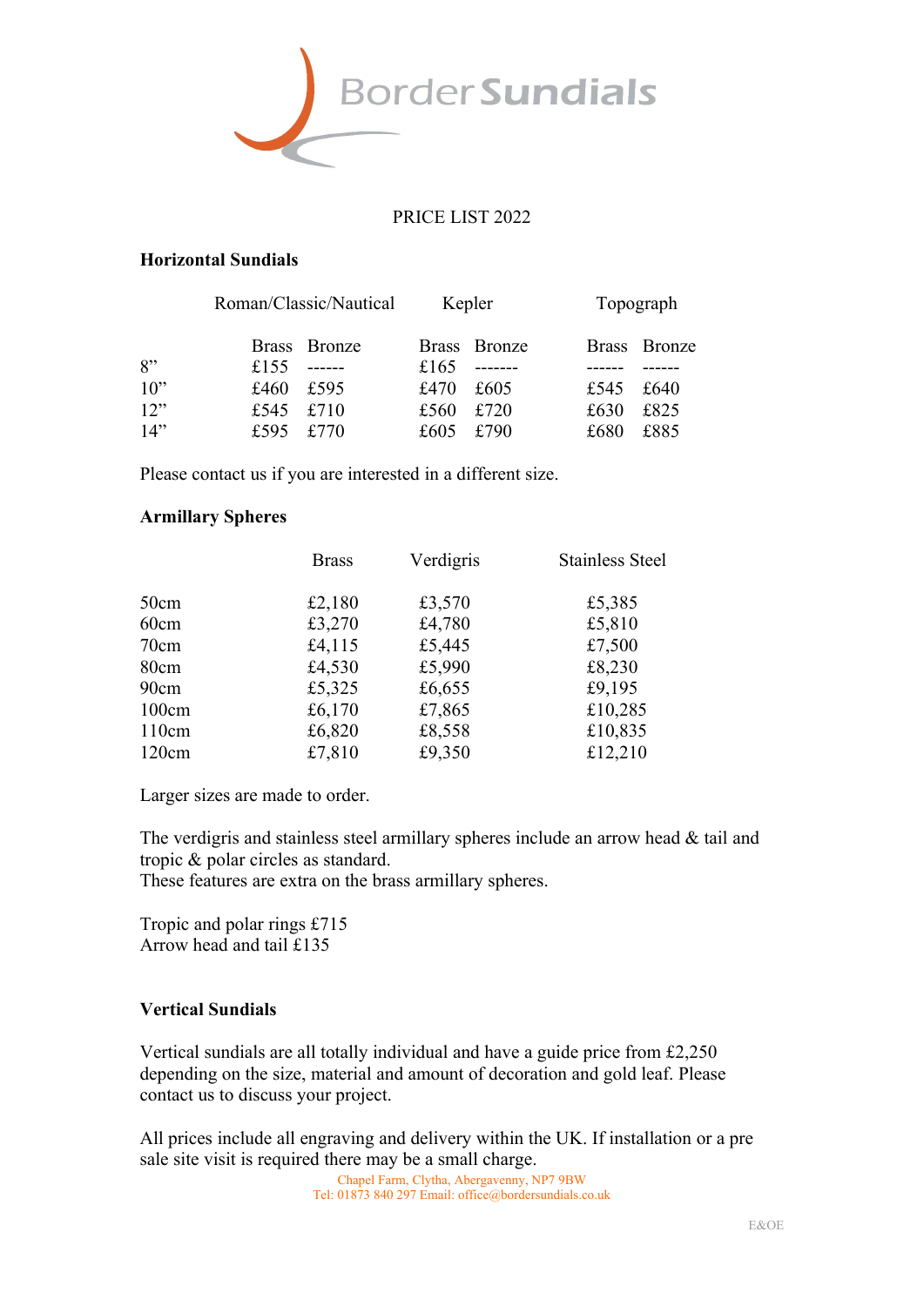# Border Sundials

PRICE LIST 2022

## Horizontal Sundials

| | Roman/Classic/Nautical | | Kepler | | Topograph | |
|---|---|---|---|---|---|---|
| | Brass | Bronze | Brass | Bronze | Brass | Bronze |
| 8" | £155 | ------ | £165 | ------- | ------ | ------ |
| 10" | £460 | £595 | £470 | £605 | £545 | £640 |
| 12" | £545 | £710 | £560 | £720 | £630 | £825 |
| 14" | £595 | £770 | £605 | £790 | £680 | £885 |

Please contact us if you are interested in a different size.

## Armillary Spheres

| | Brass | Verdigris | Stainless Steel |
|---|---|---|---|
| 50cm | £2,180 | £3,570 | £5,385 |
| 60cm | £3,270 | £4,780 | £5,810 |
| 70cm | £4,115 | £5,445 | £7,500 |
| 80cm | £4,530 | £5,990 | £8,230 |
| 90cm | £5,325 | £6,655 | £9,195 |
| 100cm | £6,170 | £7,865 | £10,285 |
| 110cm | £6,820 | £8,558 | £10,835 |
| 120cm | £7,810 | £9,350 | £12,210 |

Larger sizes are made to order.

The verdigris and stainless steel armillary spheres include an arrow head & tail and tropic & polar circles as standard.
These features are extra on the brass armillary spheres.

Tropic and polar rings £715
Arrow head and tail £135

## Vertical Sundials

Vertical sundials are all totally individual and have a guide price from £2,250 depending on the size, material and amount of decoration and gold leaf. Please contact us to discuss your project.

All prices include all engraving and delivery within the UK. If installation or a pre sale site visit is required there may be a small charge.

Chapel Farm, Clytha, Abergavenny, NP7 9BW
Tel: 01873 840 297 Email: office@bordersundials.co.uk

E&OE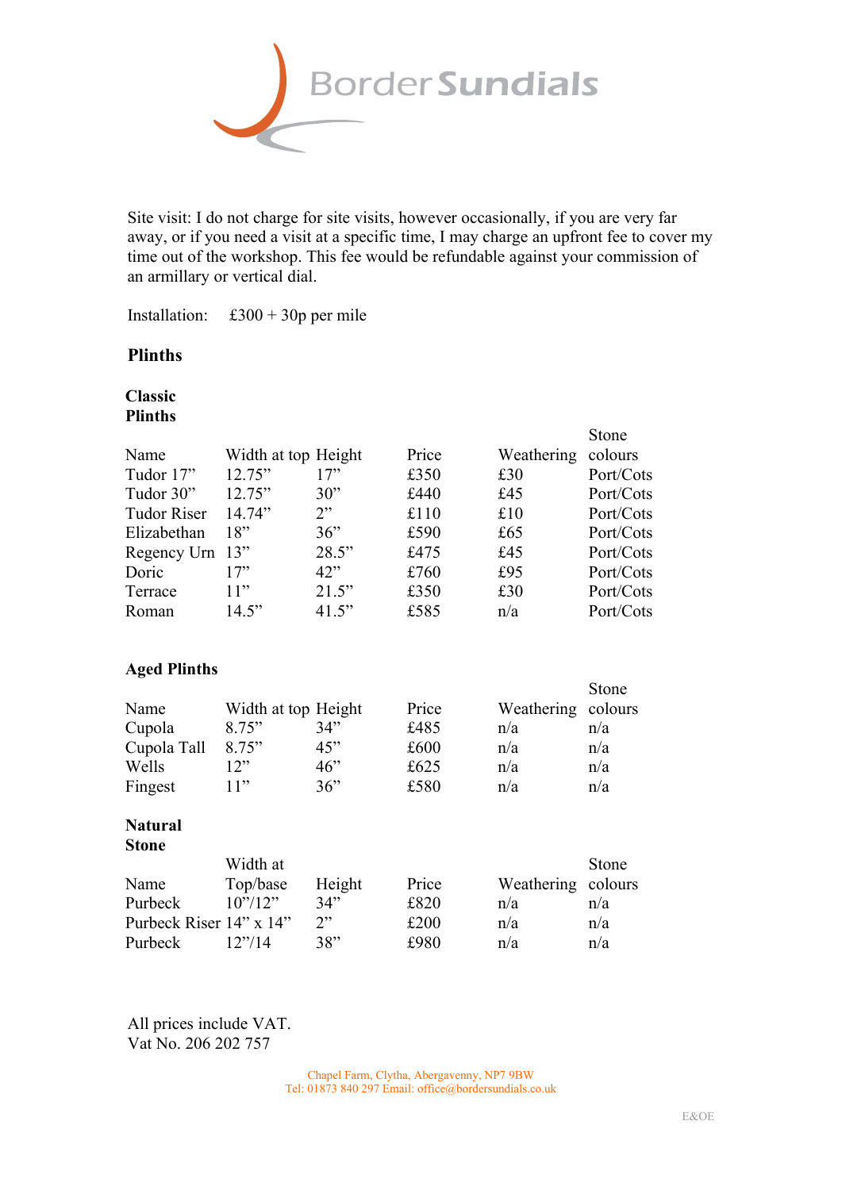Border Sundials

Site visit: I do not charge for site visits, however occasionally, if you are very far away, or if you need a visit at a specific time, I may charge an upfront fee to cover my time out of the workshop. This fee would be refundable against your commission of an armillary or vertical dial.

Installation: £300 + 30p per mile

## Plinths

### Classic Plinths

| Name | Width at top | Height | Price | Weathering | Stone colours |
|---|---|---|---|---|---|
| Tudor 17" | 12.75" | 17" | £350 | £30 | Port/Cots |
| Tudor 30" | 12.75" | 30" | £440 | £45 | Port/Cots |
| Tudor Riser | 14.74" | 2" | £110 | £10 | Port/Cots |
| Elizabethan | 18" | 36" | £590 | £65 | Port/Cots |
| Regency Urn | 13" | 28.5" | £475 | £45 | Port/Cots |
| Doric | 17" | 42" | £760 | £95 | Port/Cots |
| Terrace | 11" | 21.5" | £350 | £30 | Port/Cots |
| Roman | 14.5" | 41.5" | £585 | n/a | Port/Cots |

### Aged Plinths

| Name | Width at top | Height | Price | Weathering | Stone colours |
|---|---|---|---|---|---|
| Cupola | 8.75" | 34" | £485 | n/a | n/a |
| Cupola Tall | 8.75" | 45" | £600 | n/a | n/a |
| Wells | 12" | 46" | £625 | n/a | n/a |
| Fingest | 11" | 36" | £580 | n/a | n/a |

### Natural Stone

| Name | Width at Top/base | Height | Price | Weathering | Stone colours |
|---|---|---|---|---|---|
| Purbeck | 10"/12" | 34" | £820 | n/a | n/a |
| Purbeck Riser | 14" x 14" | 2" | £200 | n/a | n/a |
| Purbeck | 12"/14 | 38" | £980 | n/a | n/a |

All prices include VAT.
Vat No. 206 202 757

Chapel Farm, Clytha, Abergavenny, NP7 9BW
Tel: 01873 840 297 Email: office@bordersundials.co.uk

E&OE